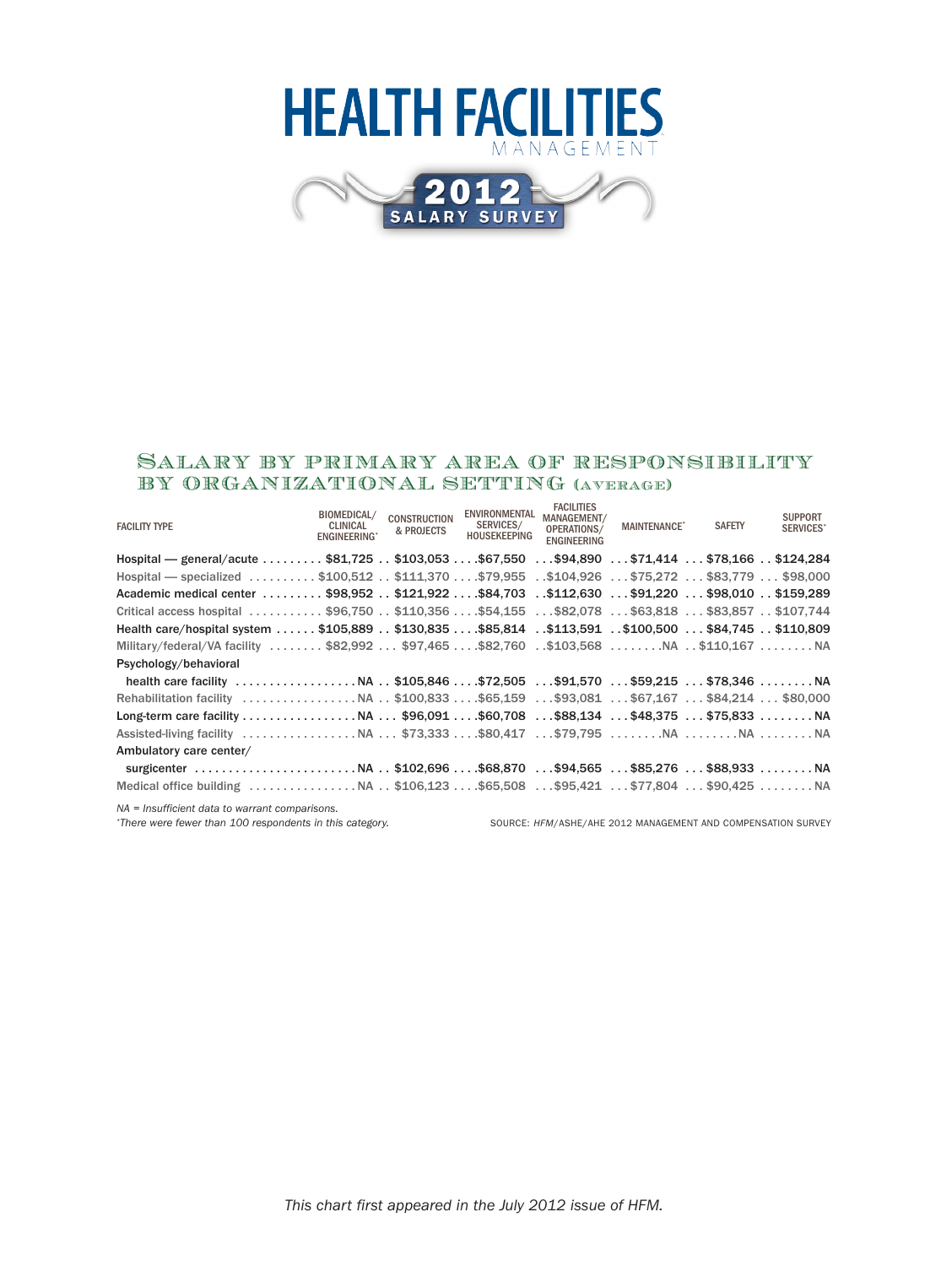# HEALTH FACILITIES MANAGEMENT

## 2012 SALARY SURVEY

### Salary by primary area of responsibility by organizational setting (average)

| FACILITY TYPE | BIOMEDICAL/ CLINICAL ENGINEERING* | CONSTRUCTION & PROJECTS | ENVIRONMENTAL SERVICES/ HOUSEKEEPING | FACILITIES MANAGEMENT/ OPERATIONS/ ENGINEERING | MAINTENANCE* | SAFETY | SUPPORT SERVICES* |
|---|---|---|---|---|---|---|---|
| Hospital — general/acute | $81,725 | $103,053 | $67,550 | $94,890 | $71,414 | $78,166 | $124,284 |
| Hospital — specialized | $100,512 | $111,370 | $79,955 | $104,926 | $75,272 | $83,779 | $98,000 |
| Academic medical center | $98,952 | $121,922 | $84,703 | $112,630 | $91,220 | $98,010 | $159,289 |
| Critical access hospital | $96,750 | $110,356 | $54,155 | $82,078 | $63,818 | $83,857 | $107,744 |
| Health care/hospital system | $105,889 | $130,835 | $85,814 | $113,591 | $100,500 | $84,745 | $110,809 |
| Military/federal/VA facility | $82,992 | $97,465 | $82,760 | $103,568 | NA | $110,167 | NA |
| Psychology/behavioral health care facility | NA | $105,846 | $72,505 | $91,570 | $59,215 | $78,346 | NA |
| Rehabilitation facility | NA | $100,833 | $65,159 | $93,081 | $67,167 | $84,214 | $80,000 |
| Long-term care facility | NA | $96,091 | $60,708 | $88,134 | $48,375 | $75,833 | NA |
| Assisted-living facility | NA | $73,333 | $80,417 | $79,795 | NA | NA | NA |
| Ambulatory care center/ surgicenter | NA | $102,696 | $68,870 | $94,565 | $85,276 | $88,933 | NA |
| Medical office building | NA | $106,123 | $65,508 | $95,421 | $77,804 | $90,425 | NA |

*NA = Insufficient data to warrant comparisons.*

**There were fewer than 100 respondents in this category.*

SOURCE: *HFM*/ASHE/AHE 2012 MANAGEMENT AND COMPENSATION SURVEY

*This chart first appeared in the July 2012 issue of HFM.*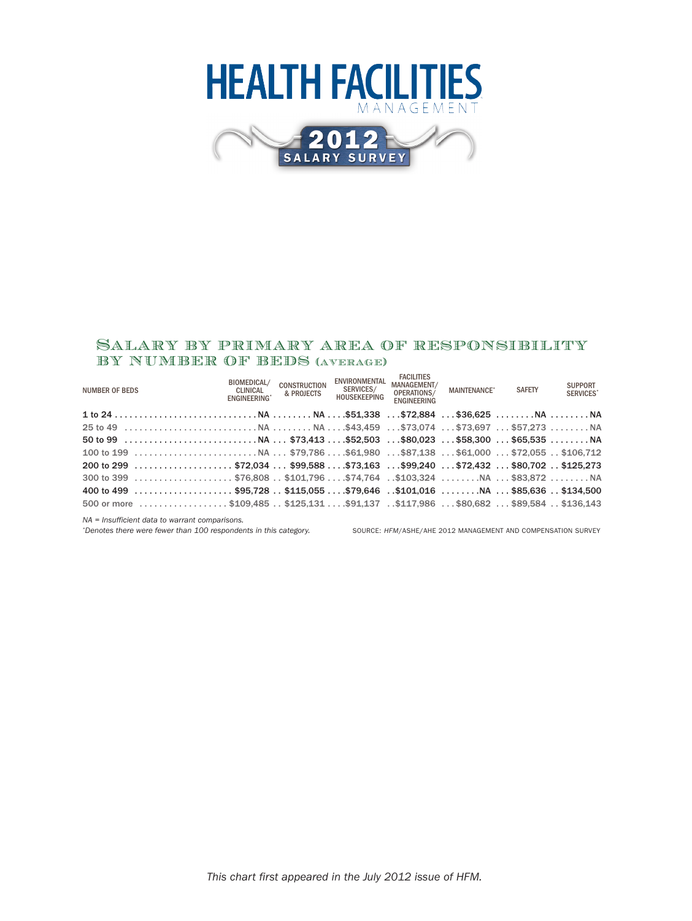# HEALTH FACILITIES MANAGEMENT

## 2012 SALARY SURVEY

### SALARY BY PRIMARY AREA OF RESPONSIBILITY BY NUMBER OF BEDS (AVERAGE)

| NUMBER OF BEDS | BIOMEDICAL/ CLINICAL ENGINEERING* | CONSTRUCTION & PROJECTS | ENVIRONMENTAL SERVICES/ HOUSEKEEPING | FACILITIES MANAGEMENT/ OPERATIONS/ ENGINEERING | MAINTENANCE* | SAFETY | SUPPORT SERVICES* |
|---|---|---|---|---|---|---|---|
| 1 to 24 | NA | NA | $51,338 | $72,884 | $36,625 | NA | NA |
| 25 to 49 | NA | NA | $43,459 | $73,074 | $73,697 | $57,273 | NA |
| 50 to 99 | NA | $73,413 | $52,503 | $80,023 | $58,300 | $65,535 | NA |
| 100 to 199 | NA | $79,786 | $61,980 | $87,138 | $61,000 | $72,055 | $106,712 |
| 200 to 299 | $72,034 | $99,588 | $73,163 | $99,240 | $72,432 | $80,702 | $125,273 |
| 300 to 399 | $76,808 | $101,796 | $74,764 | $103,324 | NA | $83,872 | NA |
| 400 to 499 | $95,728 | $115,055 | $79,646 | $101,016 | NA | $85,636 | $134,500 |
| 500 or more | $109,485 | $125,131 | $91,137 | $117,986 | $80,682 | $89,584 | $136,143 |

*NA = Insufficient data to warrant comparisons.*

*\*Denotes there were fewer than 100 respondents in this category.*

SOURCE: *HFM*/ASHE/AHE 2012 MANAGEMENT AND COMPENSATION SURVEY

*This chart first appeared in the July 2012 issue of HFM.*